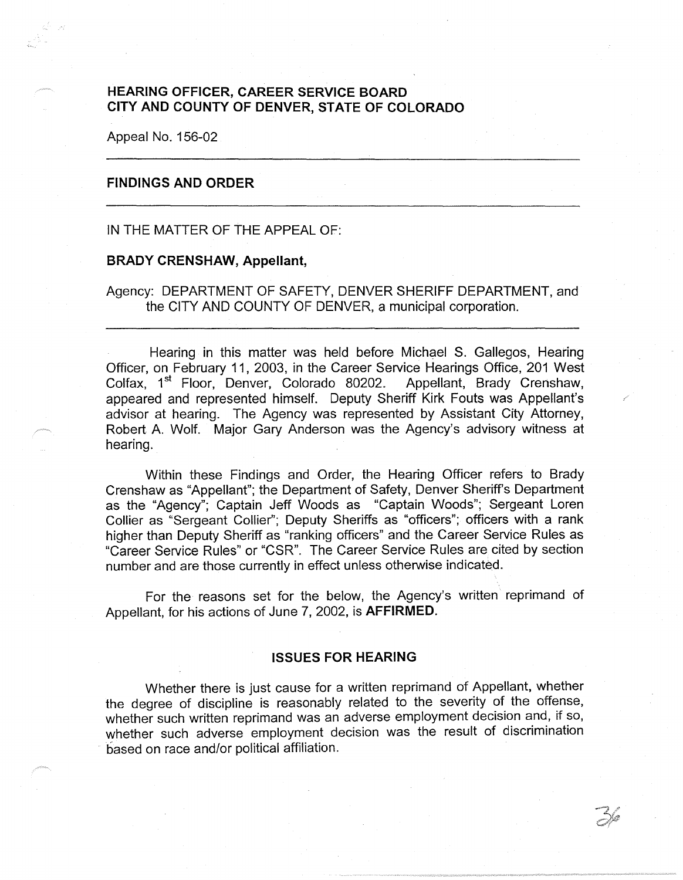**HEARING OFFICER, CAREER SERVICE BOARD**
**CITY AND COUNTY OF DENVER, STATE OF COLORADO**

Appeal No. 156-02

---

## FINDINGS AND ORDER

---

IN THE MATTER OF THE APPEAL OF:

**BRADY CRENSHAW, Appellant,**

Agency: DEPARTMENT OF SAFETY, DENVER SHERIFF DEPARTMENT, and the CITY AND COUNTY OF DENVER, a municipal corporation.

---

Hearing in this matter was held before Michael S. Gallegos, Hearing Officer, on February 11, 2003, in the Career Service Hearings Office, 201 West Colfax, 1st Floor, Denver, Colorado 80202. Appellant, Brady Crenshaw, appeared and represented himself. Deputy Sheriff Kirk Fouts was Appellant's advisor at hearing. The Agency was represented by Assistant City Attorney, Robert A. Wolf. Major Gary Anderson was the Agency's advisory witness at hearing.

Within these Findings and Order, the Hearing Officer refers to Brady Crenshaw as "Appellant"; the Department of Safety, Denver Sheriff's Department as the "Agency"; Captain Jeff Woods as "Captain Woods"; Sergeant Loren Collier as "Sergeant Collier"; Deputy Sheriffs as "officers"; officers with a rank higher than Deputy Sheriff as "ranking officers" and the Career Service Rules as "Career Service Rules" or "CSR". The Career Service Rules are cited by section number and are those currently in effect unless otherwise indicated.

For the reasons set for the below, the Agency's written reprimand of Appellant, for his actions of June 7, 2002, is **AFFIRMED.**

### ISSUES FOR HEARING

Whether there is just cause for a written reprimand of Appellant, whether the degree of discipline is reasonably related to the severity of the offense, whether such written reprimand was an adverse employment decision and, if so, whether such adverse employment decision was the result of discrimination based on race and/or political affiliation.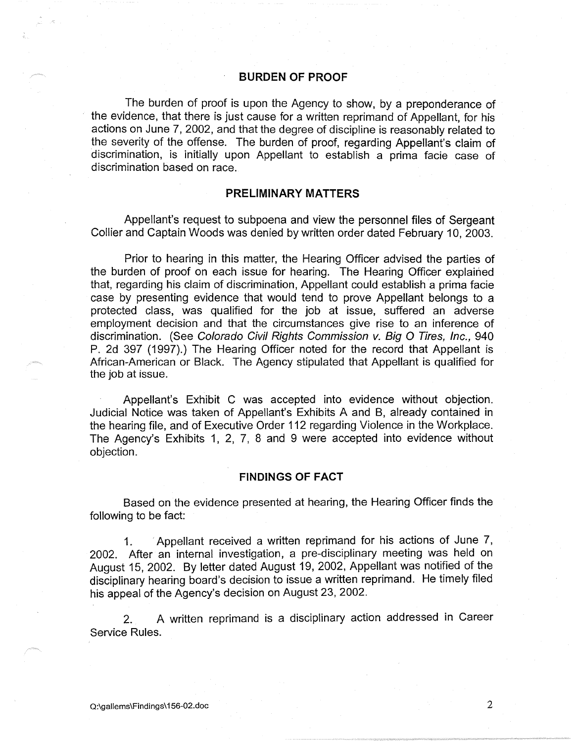## BURDEN OF PROOF

The burden of proof is upon the Agency to show, by a preponderance of the evidence, that there is just cause for a written reprimand of Appellant, for his actions on June 7, 2002, and that the degree of discipline is reasonably related to the severity of the offense. The burden of proof, regarding Appellant's claim of discrimination, is initially upon Appellant to establish a prima facie case of discrimination based on race.

## PRELIMINARY MATTERS

Appellant's request to subpoena and view the personnel files of Sergeant Collier and Captain Woods was denied by written order dated February 10, 2003.

Prior to hearing in this matter, the Hearing Officer advised the parties of the burden of proof on each issue for hearing. The Hearing Officer explained that, regarding his claim of discrimination, Appellant could establish a prima facie case by presenting evidence that would tend to prove Appellant belongs to a protected class, was qualified for the job at issue, suffered an adverse employment decision and that the circumstances give rise to an inference of discrimination. (See *Colorado Civil Rights Commission v. Big O Tires, Inc.,* 940 P. 2d 397 (1997).) The Hearing Officer noted for the record that Appellant is African-American or Black. The Agency stipulated that Appellant is qualified for the job at issue.

Appellant's Exhibit C was accepted into evidence without objection. Judicial Notice was taken of Appellant's Exhibits A and B, already contained in the hearing file, and of Executive Order 112 regarding Violence in the Workplace. The Agency's Exhibits 1, 2, 7, 8 and 9 were accepted into evidence without objection.

## FINDINGS OF FACT

Based on the evidence presented at hearing, the Hearing Officer finds the following to be fact:

1. Appellant received a written reprimand for his actions of June 7, 2002. After an internal investigation, a pre-disciplinary meeting was held on August 15, 2002. By letter dated August 19, 2002, Appellant was notified of the disciplinary hearing board's decision to issue a written reprimand. He timely filed his appeal of the Agency's decision on August 23, 2002.

2. A written reprimand is a disciplinary action addressed in Career Service Rules.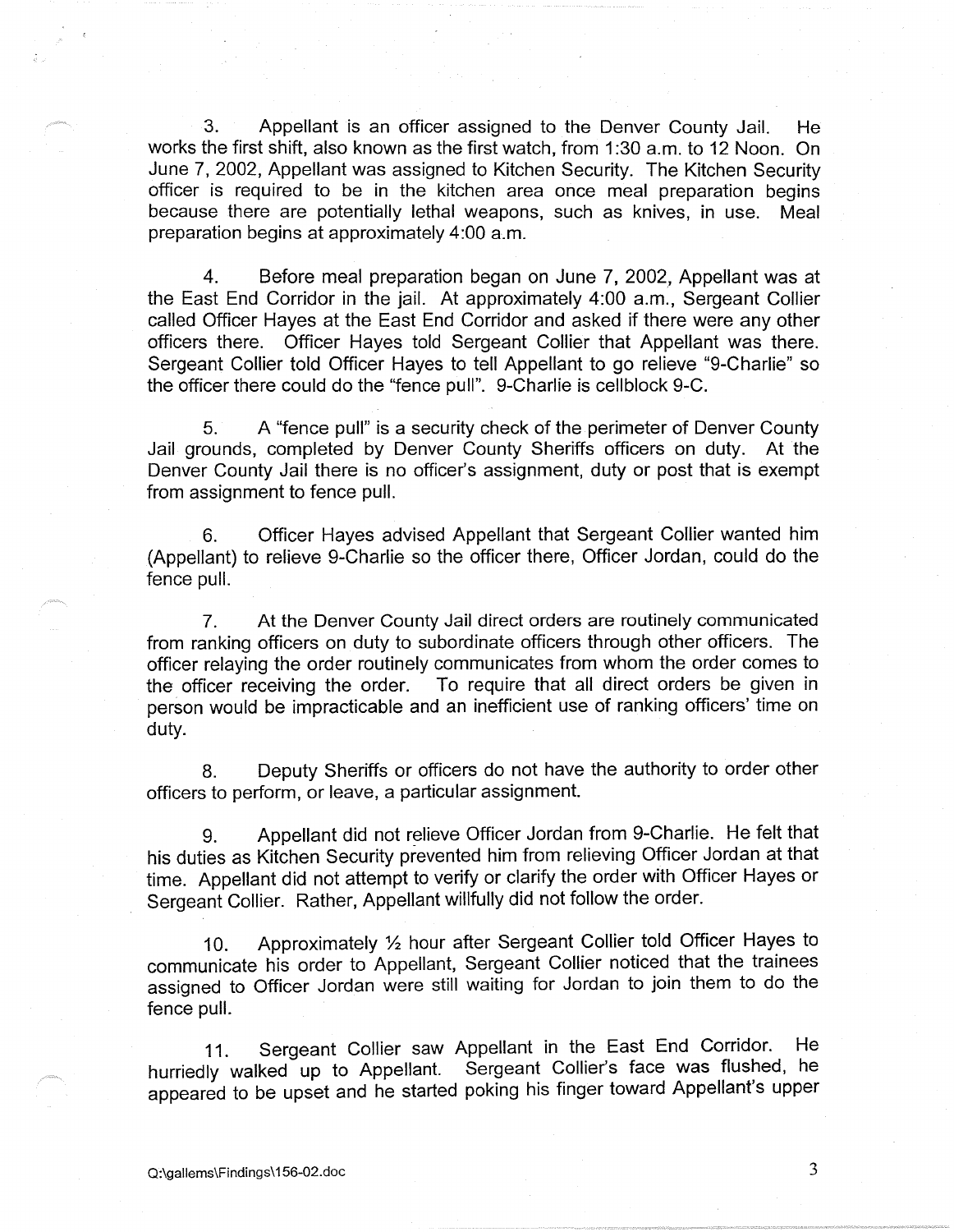3. Appellant is an officer assigned to the Denver County Jail. He works the first shift, also known as the first watch, from 1:30 a.m. to 12 Noon. On June 7, 2002, Appellant was assigned to Kitchen Security. The Kitchen Security officer is required to be in the kitchen area once meal preparation begins because there are potentially lethal weapons, such as knives, in use. Meal preparation begins at approximately 4:00 a.m.

4. Before meal preparation began on June 7, 2002, Appellant was at the East End Corridor in the jail. At approximately 4:00 a.m., Sergeant Collier called Officer Hayes at the East End Corridor and asked if there were any other officers there. Officer Hayes told Sergeant Collier that Appellant was there. Sergeant Collier told Officer Hayes to tell Appellant to go relieve "9-Charlie" so the officer there could do the "fence pull". 9-Charlie is cellblock 9-C.

5. A "fence pull" is a security check of the perimeter of Denver County Jail grounds, completed by Denver County Sheriffs officers on duty. At the Denver County Jail there is no officer's assignment, duty or post that is exempt from assignment to fence pull.

6. Officer Hayes advised Appellant that Sergeant Collier wanted him (Appellant) to relieve 9-Charlie so the officer there, Officer Jordan, could do the fence pull.

7. At the Denver County Jail direct orders are routinely communicated from ranking officers on duty to subordinate officers through other officers. The officer relaying the order routinely communicates from whom the order comes to the officer receiving the order. To require that all direct orders be given in person would be impracticable and an inefficient use of ranking officers' time on duty.

8. Deputy Sheriffs or officers do not have the authority to order other officers to perform, or leave, a particular assignment.

9. Appellant did not relieve Officer Jordan from 9-Charlie. He felt that his duties as Kitchen Security prevented him from relieving Officer Jordan at that time. Appellant did not attempt to verify or clarify the order with Officer Hayes or Sergeant Collier. Rather, Appellant willfully did not follow the order.

10. Approximately ½ hour after Sergeant Collier told Officer Hayes to communicate his order to Appellant, Sergeant Collier noticed that the trainees assigned to Officer Jordan were still waiting for Jordan to join them to do the fence pull.

11. Sergeant Collier saw Appellant in the East End Corridor. He hurriedly walked up to Appellant. Sergeant Collier's face was flushed, he appeared to be upset and he started poking his finger toward Appellant's upper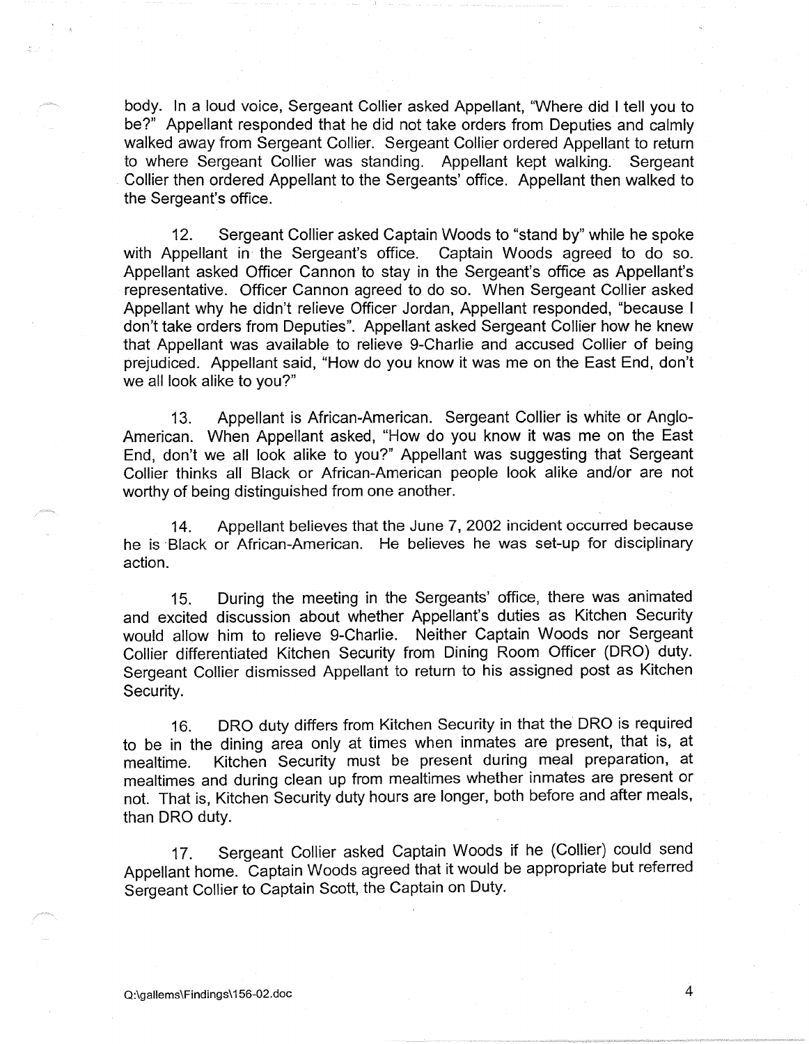body. In a loud voice, Sergeant Collier asked Appellant, "Where did I tell you to be?" Appellant responded that he did not take orders from Deputies and calmly walked away from Sergeant Collier. Sergeant Collier ordered Appellant to return to where Sergeant Collier was standing. Appellant kept walking. Sergeant Collier then ordered Appellant to the Sergeants' office. Appellant then walked to the Sergeant's office.

12. Sergeant Collier asked Captain Woods to "stand by" while he spoke with Appellant in the Sergeant's office. Captain Woods agreed to do so. Appellant asked Officer Cannon to stay in the Sergeant's office as Appellant's representative. Officer Cannon agreed to do so. When Sergeant Collier asked Appellant why he didn't relieve Officer Jordan, Appellant responded, "because I don't take orders from Deputies". Appellant asked Sergeant Collier how he knew that Appellant was available to relieve 9-Charlie and accused Collier of being prejudiced. Appellant said, "How do you know it was me on the East End, don't we all look alike to you?"

13. Appellant is African-American. Sergeant Collier is white or Anglo-American. When Appellant asked, "How do you know it was me on the East End, don't we all look alike to you?" Appellant was suggesting that Sergeant Collier thinks all Black or African-American people look alike and/or are not worthy of being distinguished from one another.

14. Appellant believes that the June 7, 2002 incident occurred because he is Black or African-American. He believes he was set-up for disciplinary action.

15. During the meeting in the Sergeants' office, there was animated and excited discussion about whether Appellant's duties as Kitchen Security would allow him to relieve 9-Charlie. Neither Captain Woods nor Sergeant Collier differentiated Kitchen Security from Dining Room Officer (DRO) duty. Sergeant Collier dismissed Appellant to return to his assigned post as Kitchen Security.

16. DRO duty differs from Kitchen Security in that the DRO is required to be in the dining area only at times when inmates are present, that is, at mealtime. Kitchen Security must be present during meal preparation, at mealtimes and during clean up from mealtimes whether inmates are present or not. That is, Kitchen Security duty hours are longer, both before and after meals, than DRO duty.

17. Sergeant Collier asked Captain Woods if he (Collier) could send Appellant home. Captain Woods agreed that it would be appropriate but referred Sergeant Collier to Captain Scott, the Captain on Duty.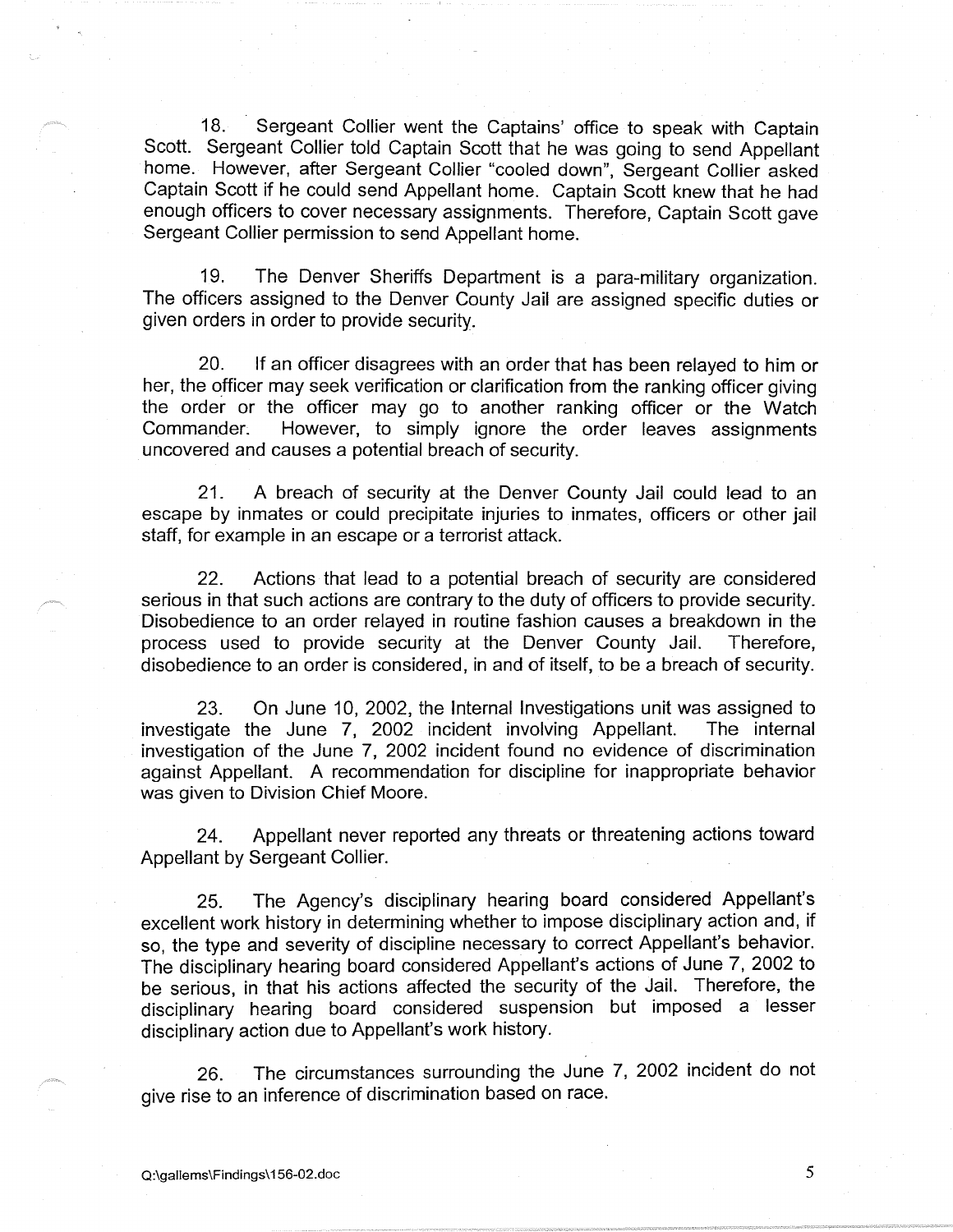18. Sergeant Collier went the Captains' office to speak with Captain Scott. Sergeant Collier told Captain Scott that he was going to send Appellant home. However, after Sergeant Collier "cooled down", Sergeant Collier asked Captain Scott if he could send Appellant home. Captain Scott knew that he had enough officers to cover necessary assignments. Therefore, Captain Scott gave Sergeant Collier permission to send Appellant home.

19. The Denver Sheriffs Department is a para-military organization. The officers assigned to the Denver County Jail are assigned specific duties or given orders in order to provide security.

20. If an officer disagrees with an order that has been relayed to him or her, the officer may seek verification or clarification from the ranking officer giving the order or the officer may go to another ranking officer or the Watch Commander. However, to simply ignore the order leaves assignments uncovered and causes a potential breach of security.

21. A breach of security at the Denver County Jail could lead to an escape by inmates or could precipitate injuries to inmates, officers or other jail staff, for example in an escape or a terrorist attack.

22. Actions that lead to a potential breach of security are considered serious in that such actions are contrary to the duty of officers to provide security. Disobedience to an order relayed in routine fashion causes a breakdown in the process used to provide security at the Denver County Jail. Therefore, disobedience to an order is considered, in and of itself, to be a breach of security.

23. On June 10, 2002, the Internal Investigations unit was assigned to investigate the June 7, 2002 incident involving Appellant. The internal investigation of the June 7, 2002 incident found no evidence of discrimination against Appellant. A recommendation for discipline for inappropriate behavior was given to Division Chief Moore.

24. Appellant never reported any threats or threatening actions toward Appellant by Sergeant Collier.

25. The Agency's disciplinary hearing board considered Appellant's excellent work history in determining whether to impose disciplinary action and, if so, the type and severity of discipline necessary to correct Appellant's behavior. The disciplinary hearing board considered Appellant's actions of June 7, 2002 to be serious, in that his actions affected the security of the Jail. Therefore, the disciplinary hearing board considered suspension but imposed a lesser disciplinary action due to Appellant's work history.

26. The circumstances surrounding the June 7, 2002 incident do not give rise to an inference of discrimination based on race.

Q:\gallems\Findings\156-02.doc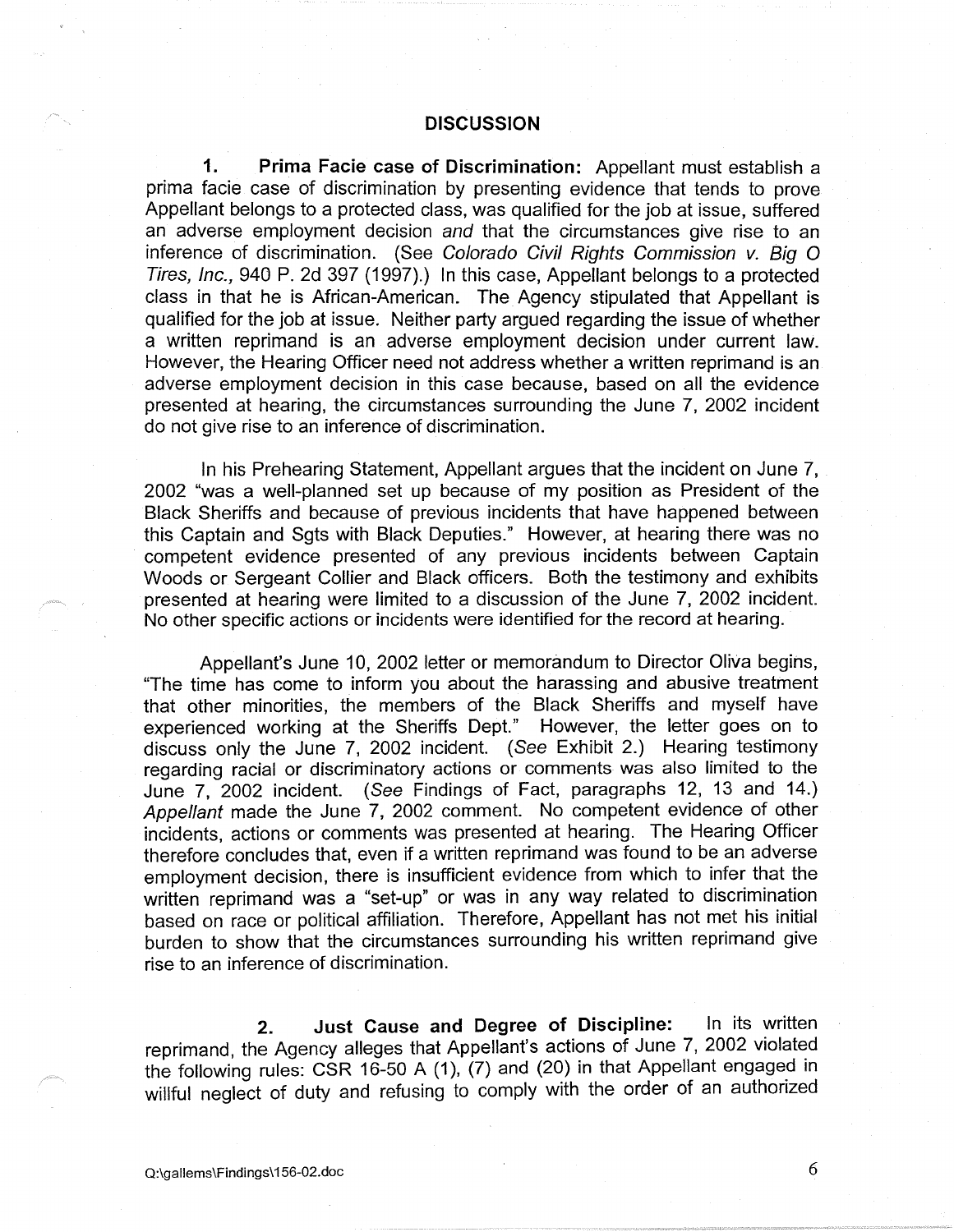## DISCUSSION

**1. Prima Facie case of Discrimination:** Appellant must establish a prima facie case of discrimination by presenting evidence that tends to prove Appellant belongs to a protected class, was qualified for the job at issue, suffered an adverse employment decision *and* that the circumstances give rise to an inference of discrimination. (See *Colorado Civil Rights Commission v. Big O Tires, Inc.,* 940 P. 2d 397 (1997).) In this case, Appellant belongs to a protected class in that he is African-American. The Agency stipulated that Appellant is qualified for the job at issue. Neither party argued regarding the issue of whether a written reprimand is an adverse employment decision under current law. However, the Hearing Officer need not address whether a written reprimand is an adverse employment decision in this case because, based on all the evidence presented at hearing, the circumstances surrounding the June 7, 2002 incident do not give rise to an inference of discrimination.

In his Prehearing Statement, Appellant argues that the incident on June 7, 2002 "was a well-planned set up because of my position as President of the Black Sheriffs and because of previous incidents that have happened between this Captain and Sgts with Black Deputies." However, at hearing there was no competent evidence presented of any previous incidents between Captain Woods or Sergeant Collier and Black officers. Both the testimony and exhibits presented at hearing were limited to a discussion of the June 7, 2002 incident. No other specific actions or incidents were identified for the record at hearing.

Appellant's June 10, 2002 letter or memorandum to Director Oliva begins, "The time has come to inform you about the harassing and abusive treatment that other minorities, the members of the Black Sheriffs and myself have experienced working at the Sheriffs Dept." However, the letter goes on to discuss only the June 7, 2002 incident. (*See* Exhibit 2.) Hearing testimony regarding racial or discriminatory actions or comments was also limited to the June 7, 2002 incident. (*See* Findings of Fact, paragraphs 12, 13 and 14.) *Appellant* made the June 7, 2002 comment. No competent evidence of other incidents, actions or comments was presented at hearing. The Hearing Officer therefore concludes that, even if a written reprimand was found to be an adverse employment decision, there is insufficient evidence from which to infer that the written reprimand was a "set-up" or was in any way related to discrimination based on race or political affiliation. Therefore, Appellant has not met his initial burden to show that the circumstances surrounding his written reprimand give rise to an inference of discrimination.

**2. Just Cause and Degree of Discipline:** In its written reprimand, the Agency alleges that Appellant's actions of June 7, 2002 violated the following rules: CSR 16-50 A (1), (7) and (20) in that Appellant engaged in willful neglect of duty and refusing to comply with the order of an authorized

Q:\gallems\Findings\156-02.doc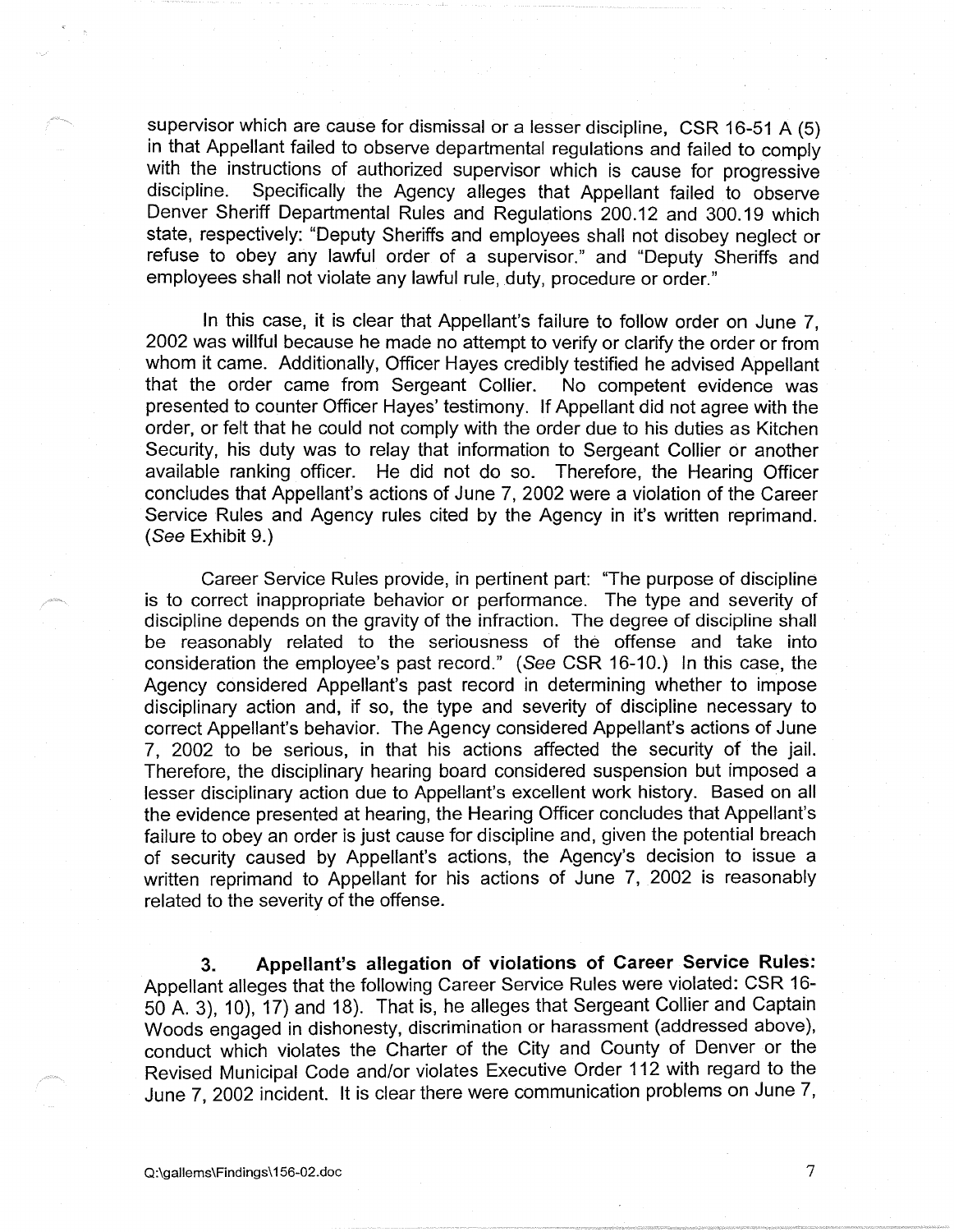supervisor which are cause for dismissal or a lesser discipline, CSR 16-51 A (5) in that Appellant failed to observe departmental regulations and failed to comply with the instructions of authorized supervisor which is cause for progressive discipline. Specifically the Agency alleges that Appellant failed to observe Denver Sheriff Departmental Rules and Regulations 200.12 and 300.19 which state, respectively: "Deputy Sheriffs and employees shall not disobey neglect or refuse to obey any lawful order of a supervisor." and "Deputy Sheriffs and employees shall not violate any lawful rule, duty, procedure or order."

In this case, it is clear that Appellant's failure to follow order on June 7, 2002 was willful because he made no attempt to verify or clarify the order or from whom it came. Additionally, Officer Hayes credibly testified he advised Appellant that the order came from Sergeant Collier. No competent evidence was presented to counter Officer Hayes' testimony. If Appellant did not agree with the order, or felt that he could not comply with the order due to his duties as Kitchen Security, his duty was to relay that information to Sergeant Collier or another available ranking officer. He did not do so. Therefore, the Hearing Officer concludes that Appellant's actions of June 7, 2002 were a violation of the Career Service Rules and Agency rules cited by the Agency in it's written reprimand. (*See* Exhibit 9.)

Career Service Rules provide, in pertinent part: "The purpose of discipline is to correct inappropriate behavior or performance. The type and severity of discipline depends on the gravity of the infraction. The degree of discipline shall be reasonably related to the seriousness of the offense and take into consideration the employee's past record." (*See* CSR 16-10.) In this case, the Agency considered Appellant's past record in determining whether to impose disciplinary action and, if so, the type and severity of discipline necessary to correct Appellant's behavior. The Agency considered Appellant's actions of June 7, 2002 to be serious, in that his actions affected the security of the jail. Therefore, the disciplinary hearing board considered suspension but imposed a lesser disciplinary action due to Appellant's excellent work history. Based on all the evidence presented at hearing, the Hearing Officer concludes that Appellant's failure to obey an order is just cause for discipline and, given the potential breach of security caused by Appellant's actions, the Agency's decision to issue a written reprimand to Appellant for his actions of June 7, 2002 is reasonably related to the severity of the offense.

**3. Appellant's allegation of violations of Career Service Rules:** Appellant alleges that the following Career Service Rules were violated: CSR 16-50 A. 3), 10), 17) and 18). That is, he alleges that Sergeant Collier and Captain Woods engaged in dishonesty, discrimination or harassment (addressed above), conduct which violates the Charter of the City and County of Denver or the Revised Municipal Code and/or violates Executive Order 112 with regard to the June 7, 2002 incident. It is clear there were communication problems on June 7,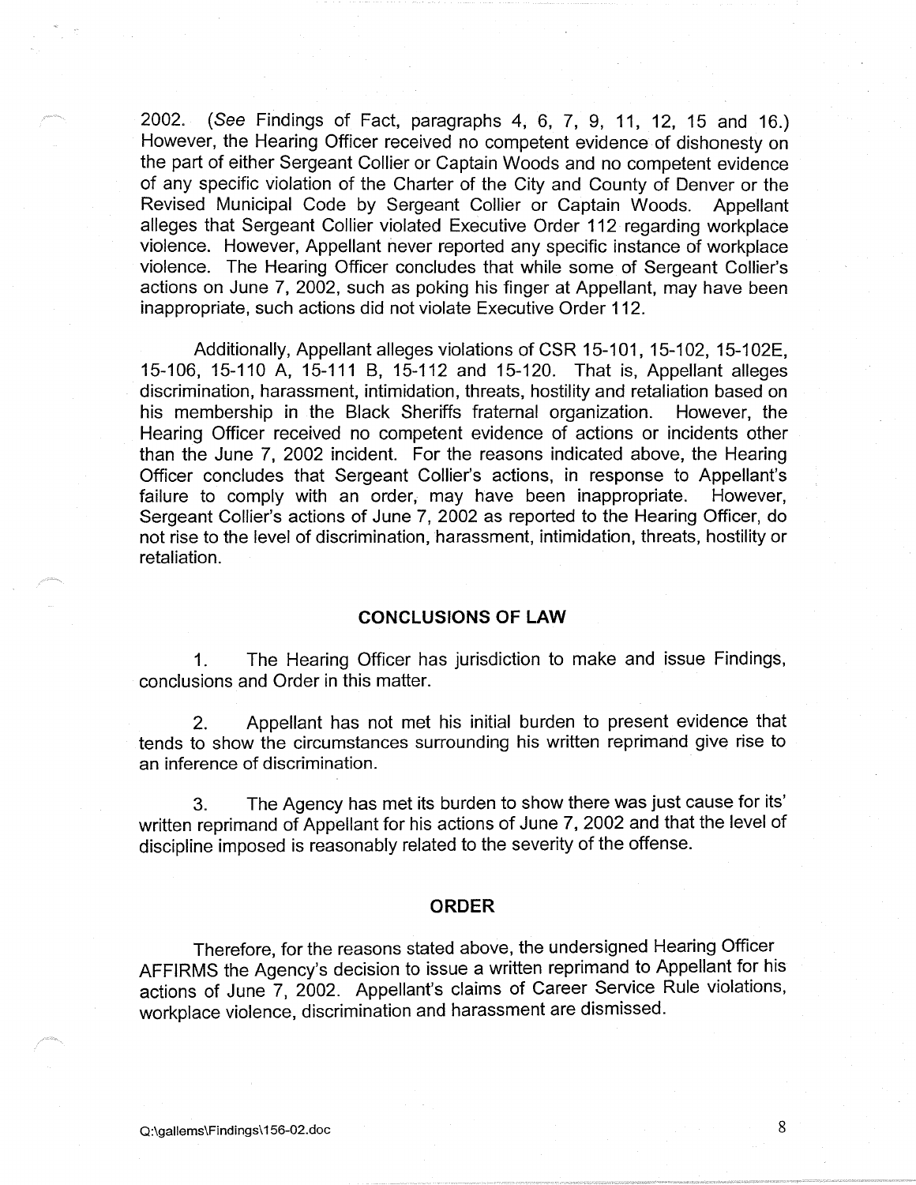2002. (*See* Findings of Fact, paragraphs 4, 6, 7, 9, 11, 12, 15 and 16.) However, the Hearing Officer received no competent evidence of dishonesty on the part of either Sergeant Collier or Captain Woods and no competent evidence of any specific violation of the Charter of the City and County of Denver or the Revised Municipal Code by Sergeant Collier or Captain Woods. Appellant alleges that Sergeant Collier violated Executive Order 112 regarding workplace violence. However, Appellant never reported any specific instance of workplace violence. The Hearing Officer concludes that while some of Sergeant Collier's actions on June 7, 2002, such as poking his finger at Appellant, may have been inappropriate, such actions did not violate Executive Order 112.

Additionally, Appellant alleges violations of CSR 15-101, 15-102, 15-102E, 15-106, 15-110 A, 15-111 B, 15-112 and 15-120. That is, Appellant alleges discrimination, harassment, intimidation, threats, hostility and retaliation based on his membership in the Black Sheriffs fraternal organization. However, the Hearing Officer received no competent evidence of actions or incidents other than the June 7, 2002 incident. For the reasons indicated above, the Hearing Officer concludes that Sergeant Collier's actions, in response to Appellant's failure to comply with an order, may have been inappropriate. However, Sergeant Collier's actions of June 7, 2002 as reported to the Hearing Officer, do not rise to the level of discrimination, harassment, intimidation, threats, hostility or retaliation.

## CONCLUSIONS OF LAW

1. The Hearing Officer has jurisdiction to make and issue Findings, conclusions and Order in this matter.

2. Appellant has not met his initial burden to present evidence that tends to show the circumstances surrounding his written reprimand give rise to an inference of discrimination.

3. The Agency has met its burden to show there was just cause for its' written reprimand of Appellant for his actions of June 7, 2002 and that the level of discipline imposed is reasonably related to the severity of the offense.

## ORDER

Therefore, for the reasons stated above, the undersigned Hearing Officer AFFIRMS the Agency's decision to issue a written reprimand to Appellant for his actions of June 7, 2002. Appellant's claims of Career Service Rule violations, workplace violence, discrimination and harassment are dismissed.

Q:\gallems\Findings\156-02.doc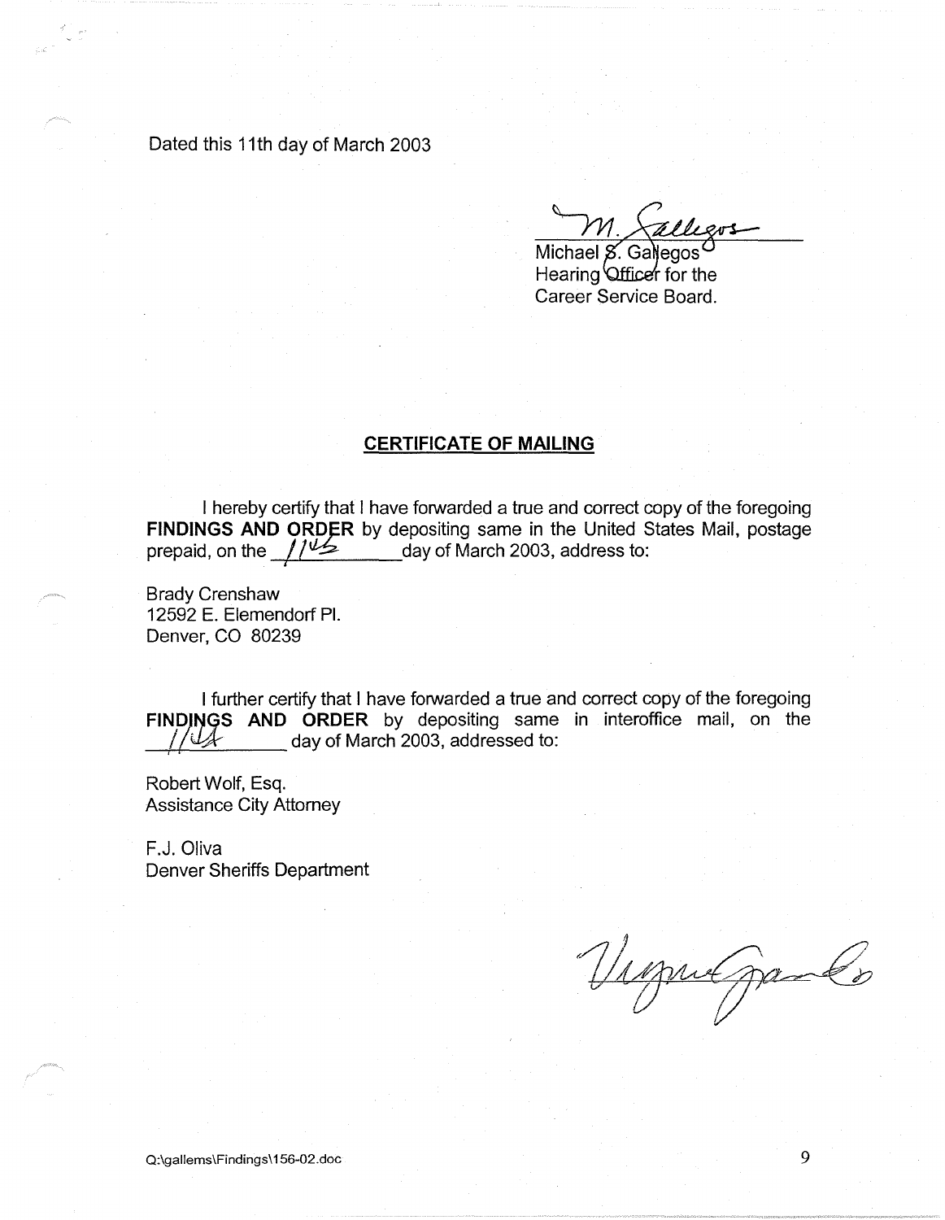Dated this 11th day of March 2003

M. Gallegos

Michael S. Gallegos
Hearing Officer for the
Career Service Board.

## CERTIFICATE OF MAILING

I hereby certify that I have forwarded a true and correct copy of the foregoing **FINDINGS AND ORDER** by depositing same in the United States Mail, postage prepaid, on the 11th day of March 2003, address to:

Brady Crenshaw
12592 E. Elemendorf Pl.
Denver, CO 80239

I further certify that I have forwarded a true and correct copy of the foregoing **FINDINGS AND ORDER** by depositing same in interoffice mail, on the 11th day of March 2003, addressed to:

Robert Wolf, Esq.
Assistance City Attorney

F.J. Oliva
Denver Sheriffs Department

Virginia Gaxiola

Q:\gallems\Findings\156-02.doc